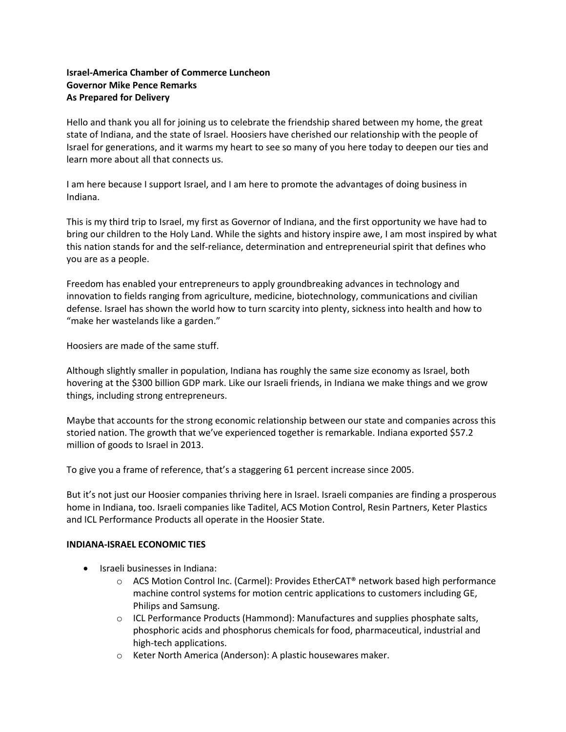**Israel-America Chamber of Commerce Luncheon**
**Governor Mike Pence Remarks**
**As Prepared for Delivery**

Hello and thank you all for joining us to celebrate the friendship shared between my home, the great state of Indiana, and the state of Israel. Hoosiers have cherished our relationship with the people of Israel for generations, and it warms my heart to see so many of you here today to deepen our ties and learn more about all that connects us.

I am here because I support Israel, and I am here to promote the advantages of doing business in Indiana.

This is my third trip to Israel, my first as Governor of Indiana, and the first opportunity we have had to bring our children to the Holy Land. While the sights and history inspire awe, I am most inspired by what this nation stands for and the self-reliance, determination and entrepreneurial spirit that defines who you are as a people.

Freedom has enabled your entrepreneurs to apply groundbreaking advances in technology and innovation to fields ranging from agriculture, medicine, biotechnology, communications and civilian defense. Israel has shown the world how to turn scarcity into plenty, sickness into health and how to "make her wastelands like a garden."

Hoosiers are made of the same stuff.

Although slightly smaller in population, Indiana has roughly the same size economy as Israel, both hovering at the $300 billion GDP mark. Like our Israeli friends, in Indiana we make things and we grow things, including strong entrepreneurs.

Maybe that accounts for the strong economic relationship between our state and companies across this storied nation. The growth that we've experienced together is remarkable. Indiana exported $57.2 million of goods to Israel in 2013.

To give you a frame of reference, that's a staggering 61 percent increase since 2005.

But it's not just our Hoosier companies thriving here in Israel. Israeli companies are finding a prosperous home in Indiana, too. Israeli companies like Taditel, ACS Motion Control, Resin Partners, Keter Plastics and ICL Performance Products all operate in the Hoosier State.

**INDIANA-ISRAEL ECONOMIC TIES**

- Israeli businesses in Indiana:
  - ACS Motion Control Inc. (Carmel): Provides EtherCAT® network based high performance machine control systems for motion centric applications to customers including GE, Philips and Samsung.
  - ICL Performance Products (Hammond): Manufactures and supplies phosphate salts, phosphoric acids and phosphorus chemicals for food, pharmaceutical, industrial and high-tech applications.
  - Keter North America (Anderson): A plastic housewares maker.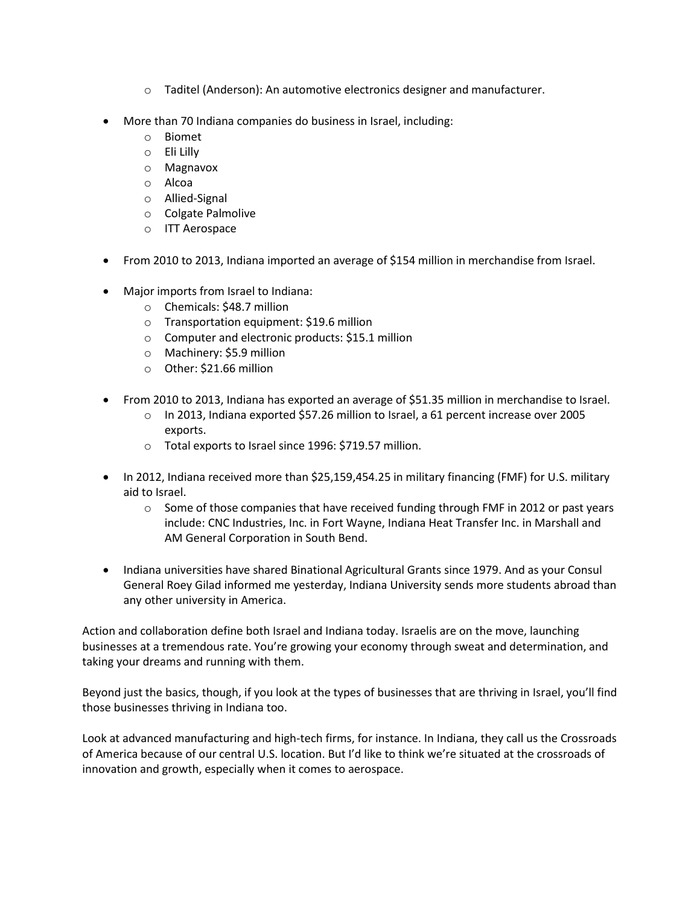- Taditel (Anderson): An automotive electronics designer and manufacturer.

- More than 70 Indiana companies do business in Israel, including:
  - Biomet
  - Eli Lilly
  - Magnavox
  - Alcoa
  - Allied-Signal
  - Colgate Palmolive
  - ITT Aerospace

- From 2010 to 2013, Indiana imported an average of $154 million in merchandise from Israel.

- Major imports from Israel to Indiana:
  - Chemicals: $48.7 million
  - Transportation equipment: $19.6 million
  - Computer and electronic products: $15.1 million
  - Machinery: $5.9 million
  - Other: $21.66 million

- From 2010 to 2013, Indiana has exported an average of $51.35 million in merchandise to Israel.
  - In 2013, Indiana exported $57.26 million to Israel, a 61 percent increase over 2005 exports.
  - Total exports to Israel since 1996: $719.57 million.

- In 2012, Indiana received more than $25,159,454.25 in military financing (FMF) for U.S. military aid to Israel.
  - Some of those companies that have received funding through FMF in 2012 or past years include: CNC Industries, Inc. in Fort Wayne, Indiana Heat Transfer Inc. in Marshall and AM General Corporation in South Bend.

- Indiana universities have shared Binational Agricultural Grants since 1979. And as your Consul General Roey Gilad informed me yesterday, Indiana University sends more students abroad than any other university in America.

Action and collaboration define both Israel and Indiana today. Israelis are on the move, launching businesses at a tremendous rate. You're growing your economy through sweat and determination, and taking your dreams and running with them.

Beyond just the basics, though, if you look at the types of businesses that are thriving in Israel, you'll find those businesses thriving in Indiana too.

Look at advanced manufacturing and high-tech firms, for instance. In Indiana, they call us the Crossroads of America because of our central U.S. location. But I'd like to think we're situated at the crossroads of innovation and growth, especially when it comes to aerospace.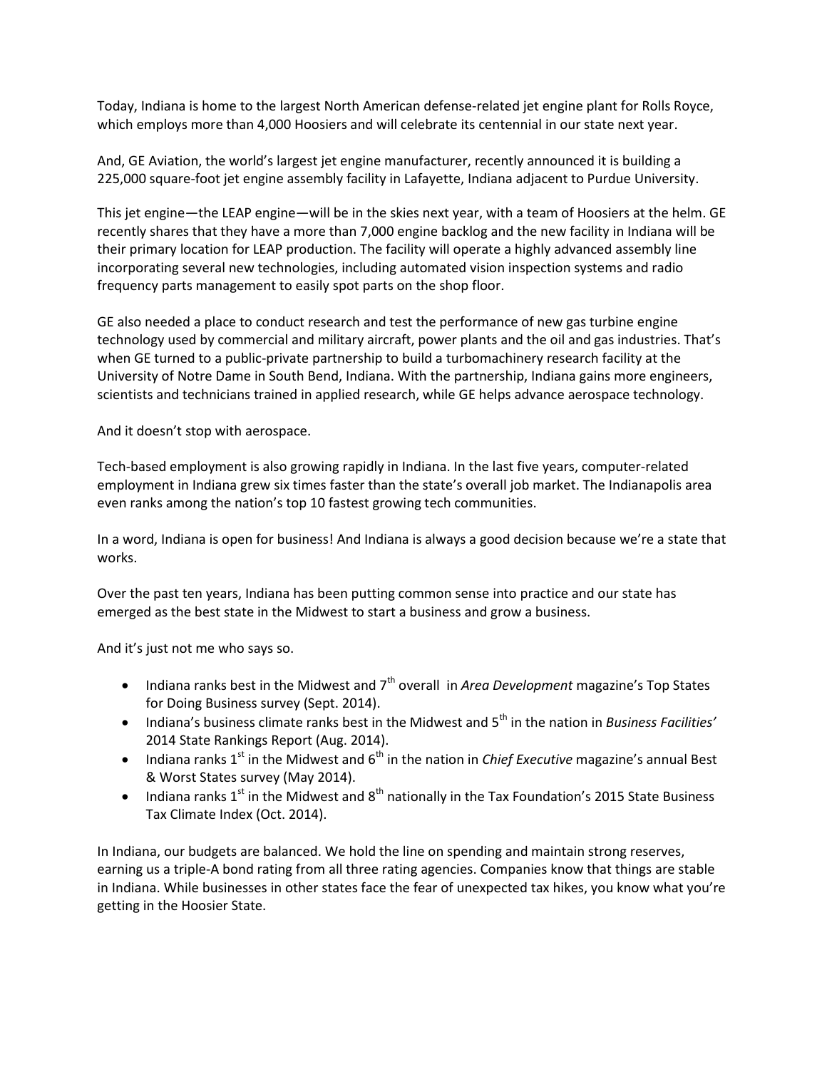Today, Indiana is home to the largest North American defense-related jet engine plant for Rolls Royce, which employs more than 4,000 Hoosiers and will celebrate its centennial in our state next year.

And, GE Aviation, the world's largest jet engine manufacturer, recently announced it is building a 225,000 square-foot jet engine assembly facility in Lafayette, Indiana adjacent to Purdue University.

This jet engine—the LEAP engine—will be in the skies next year, with a team of Hoosiers at the helm. GE recently shares that they have a more than 7,000 engine backlog and the new facility in Indiana will be their primary location for LEAP production. The facility will operate a highly advanced assembly line incorporating several new technologies, including automated vision inspection systems and radio frequency parts management to easily spot parts on the shop floor.

GE also needed a place to conduct research and test the performance of new gas turbine engine technology used by commercial and military aircraft, power plants and the oil and gas industries. That's when GE turned to a public-private partnership to build a turbomachinery research facility at the University of Notre Dame in South Bend, Indiana. With the partnership, Indiana gains more engineers, scientists and technicians trained in applied research, while GE helps advance aerospace technology.

And it doesn't stop with aerospace.

Tech-based employment is also growing rapidly in Indiana. In the last five years, computer-related employment in Indiana grew six times faster than the state's overall job market. The Indianapolis area even ranks among the nation's top 10 fastest growing tech communities.

In a word, Indiana is open for business! And Indiana is always a good decision because we're a state that works.

Over the past ten years, Indiana has been putting common sense into practice and our state has emerged as the best state in the Midwest to start a business and grow a business.

And it's just not me who says so.

- Indiana ranks best in the Midwest and 7th overall in *Area Development* magazine's Top States for Doing Business survey (Sept. 2014).
- Indiana's business climate ranks best in the Midwest and 5th in the nation in *Business Facilities'* 2014 State Rankings Report (Aug. 2014).
- Indiana ranks 1st in the Midwest and 6th in the nation in *Chief Executive* magazine's annual Best & Worst States survey (May 2014).
- Indiana ranks 1st in the Midwest and 8th nationally in the Tax Foundation's 2015 State Business Tax Climate Index (Oct. 2014).

In Indiana, our budgets are balanced. We hold the line on spending and maintain strong reserves, earning us a triple-A bond rating from all three rating agencies. Companies know that things are stable in Indiana. While businesses in other states face the fear of unexpected tax hikes, you know what you're getting in the Hoosier State.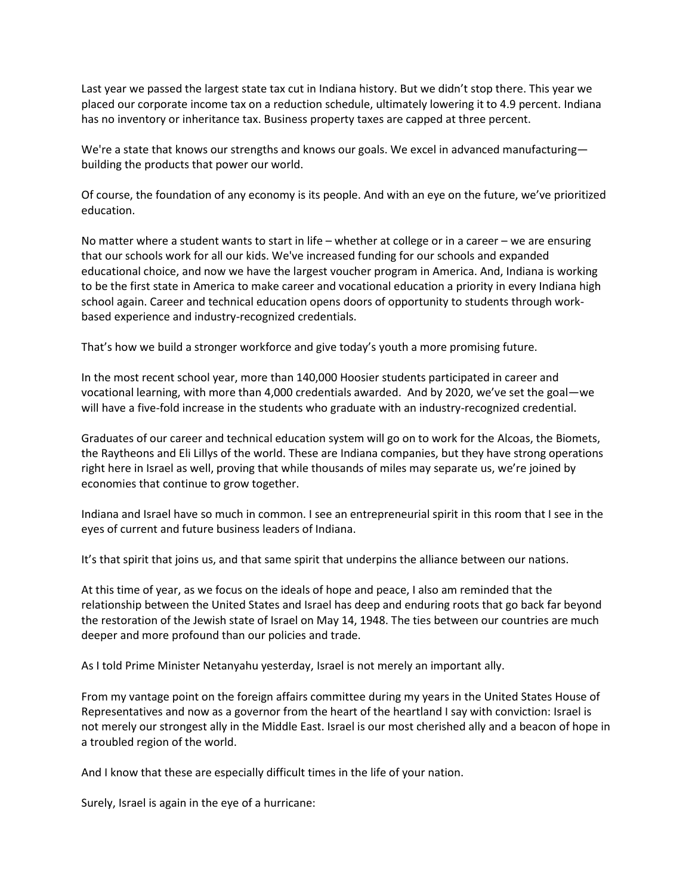Last year we passed the largest state tax cut in Indiana history. But we didn't stop there. This year we placed our corporate income tax on a reduction schedule, ultimately lowering it to 4.9 percent. Indiana has no inventory or inheritance tax. Business property taxes are capped at three percent.

We're a state that knows our strengths and knows our goals. We excel in advanced manufacturing—building the products that power our world.

Of course, the foundation of any economy is its people. And with an eye on the future, we've prioritized education.

No matter where a student wants to start in life – whether at college or in a career – we are ensuring that our schools work for all our kids. We've increased funding for our schools and expanded educational choice, and now we have the largest voucher program in America. And, Indiana is working to be the first state in America to make career and vocational education a priority in every Indiana high school again. Career and technical education opens doors of opportunity to students through work-based experience and industry-recognized credentials.

That's how we build a stronger workforce and give today's youth a more promising future.

In the most recent school year, more than 140,000 Hoosier students participated in career and vocational learning, with more than 4,000 credentials awarded. And by 2020, we've set the goal—we will have a five-fold increase in the students who graduate with an industry-recognized credential.

Graduates of our career and technical education system will go on to work for the Alcoas, the Biomets, the Raytheons and Eli Lillys of the world. These are Indiana companies, but they have strong operations right here in Israel as well, proving that while thousands of miles may separate us, we're joined by economies that continue to grow together.

Indiana and Israel have so much in common. I see an entrepreneurial spirit in this room that I see in the eyes of current and future business leaders of Indiana.

It's that spirit that joins us, and that same spirit that underpins the alliance between our nations.

At this time of year, as we focus on the ideals of hope and peace, I also am reminded that the relationship between the United States and Israel has deep and enduring roots that go back far beyond the restoration of the Jewish state of Israel on May 14, 1948. The ties between our countries are much deeper and more profound than our policies and trade.

As I told Prime Minister Netanyahu yesterday, Israel is not merely an important ally.

From my vantage point on the foreign affairs committee during my years in the United States House of Representatives and now as a governor from the heart of the heartland I say with conviction: Israel is not merely our strongest ally in the Middle East. Israel is our most cherished ally and a beacon of hope in a troubled region of the world.

And I know that these are especially difficult times in the life of your nation.

Surely, Israel is again in the eye of a hurricane: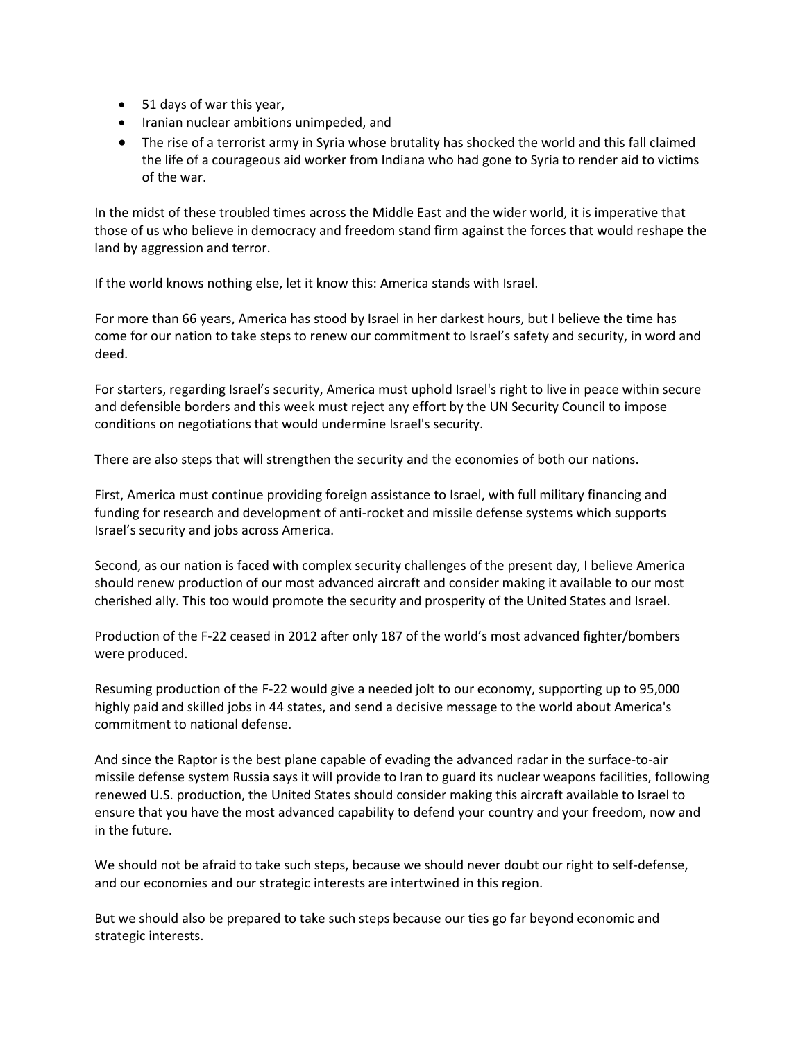- 51 days of war this year,
- Iranian nuclear ambitions unimpeded, and
- The rise of a terrorist army in Syria whose brutality has shocked the world and this fall claimed the life of a courageous aid worker from Indiana who had gone to Syria to render aid to victims of the war.

In the midst of these troubled times across the Middle East and the wider world, it is imperative that those of us who believe in democracy and freedom stand firm against the forces that would reshape the land by aggression and terror.

If the world knows nothing else, let it know this: America stands with Israel.

For more than 66 years, America has stood by Israel in her darkest hours, but I believe the time has come for our nation to take steps to renew our commitment to Israel's safety and security, in word and deed.

For starters, regarding Israel's security, America must uphold Israel's right to live in peace within secure and defensible borders and this week must reject any effort by the UN Security Council to impose conditions on negotiations that would undermine Israel's security.

There are also steps that will strengthen the security and the economies of both our nations.

First, America must continue providing foreign assistance to Israel, with full military financing and funding for research and development of anti-rocket and missile defense systems which supports Israel's security and jobs across America.

Second, as our nation is faced with complex security challenges of the present day, I believe America should renew production of our most advanced aircraft and consider making it available to our most cherished ally. This too would promote the security and prosperity of the United States and Israel.

Production of the F-22 ceased in 2012 after only 187 of the world's most advanced fighter/bombers were produced.

Resuming production of the F-22 would give a needed jolt to our economy, supporting up to 95,000 highly paid and skilled jobs in 44 states, and send a decisive message to the world about America's commitment to national defense.

And since the Raptor is the best plane capable of evading the advanced radar in the surface-to-air missile defense system Russia says it will provide to Iran to guard its nuclear weapons facilities, following renewed U.S. production, the United States should consider making this aircraft available to Israel to ensure that you have the most advanced capability to defend your country and your freedom, now and in the future.

We should not be afraid to take such steps, because we should never doubt our right to self-defense, and our economies and our strategic interests are intertwined in this region.

But we should also be prepared to take such steps because our ties go far beyond economic and strategic interests.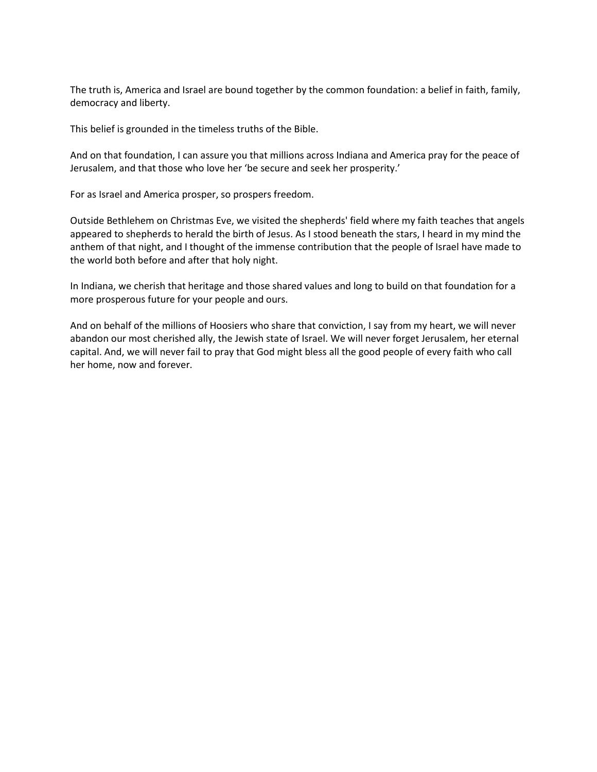The truth is, America and Israel are bound together by the common foundation: a belief in faith, family, democracy and liberty.

This belief is grounded in the timeless truths of the Bible.

And on that foundation, I can assure you that millions across Indiana and America pray for the peace of Jerusalem, and that those who love her 'be secure and seek her prosperity.'

For as Israel and America prosper, so prospers freedom.

Outside Bethlehem on Christmas Eve, we visited the shepherds' field where my faith teaches that angels appeared to shepherds to herald the birth of Jesus. As I stood beneath the stars, I heard in my mind the anthem of that night, and I thought of the immense contribution that the people of Israel have made to the world both before and after that holy night.

In Indiana, we cherish that heritage and those shared values and long to build on that foundation for a more prosperous future for your people and ours.

And on behalf of the millions of Hoosiers who share that conviction, I say from my heart, we will never abandon our most cherished ally, the Jewish state of Israel. We will never forget Jerusalem, her eternal capital. And, we will never fail to pray that God might bless all the good people of every faith who call her home, now and forever.